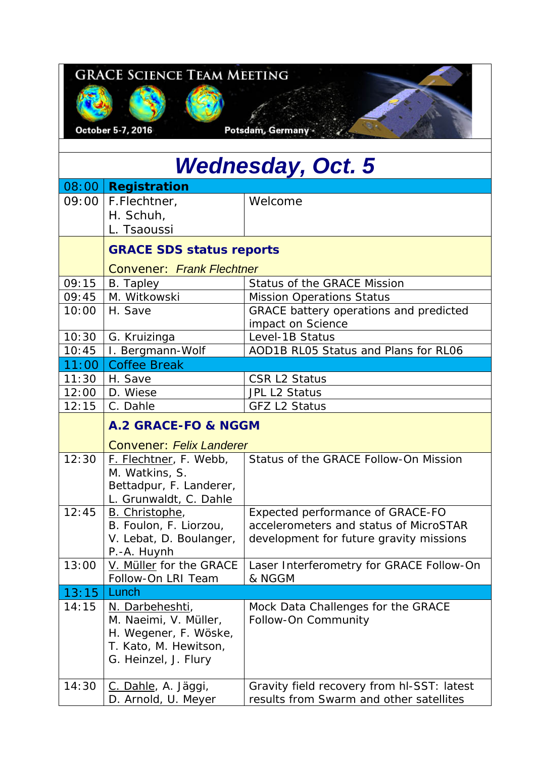# GRACE Science Team Meeting

October 5-7, 2016 Potsdam, Germany

## Wednesday, Oct. 5

| Time | Speaker | Title |
|---|---|---|
| 08:00 | **Registration** | |
| 09:00 | F.Flechtner, H. Schuh, L. Tsaoussi | Welcome |
| | **GRACE SDS status reports** Convener: *Frank Flechtner* | |
| 09:15 | B. Tapley | Status of the GRACE Mission |
| 09:45 | M. Witkowski | Mission Operations Status |
| 10:00 | H. Save | GRACE battery operations and predicted impact on Science |
| 10:30 | G. Kruizinga | Level-1B Status |
| 10:45 | I. Bergmann-Wolf | AOD1B RL05 Status and Plans for RL06 |
| 11:00 | Coffee Break | |
| 11:30 | H. Save | CSR L2 Status |
| 12:00 | D. Wiese | JPL L2 Status |
| 12:15 | C. Dahle | GFZ L2 Status |
| | **A.2 GRACE-FO & NGGM** Convener: *Felix Landerer* | |
| 12:30 | F. Flechtner, F. Webb, M. Watkins, S. Bettadpur, F. Landerer, L. Grunwaldt, C. Dahle | Status of the GRACE Follow-On Mission |
| 12:45 | B. Christophe, B. Foulon, F. Liorzou, V. Lebat, D. Boulanger, P.-A. Huynh | Expected performance of GRACE-FO accelerometers and status of MicroSTAR development for future gravity missions |
| 13:00 | V. Müller for the GRACE Follow-On LRI Team | Laser Interferometry for GRACE Follow-On & NGGM |
| 13:15 | Lunch | |
| 14:15 | N. Darbeheshti, M. Naeimi, V. Müller, H. Wegener, F. Wöske, T. Kato, M. Hewitson, G. Heinzel, J. Flury | Mock Data Challenges for the GRACE Follow-On Community |
| 14:30 | C. Dahle, A. Jäggi, D. Arnold, U. Meyer | Gravity field recovery from hl-SST: latest results from Swarm and other satellites |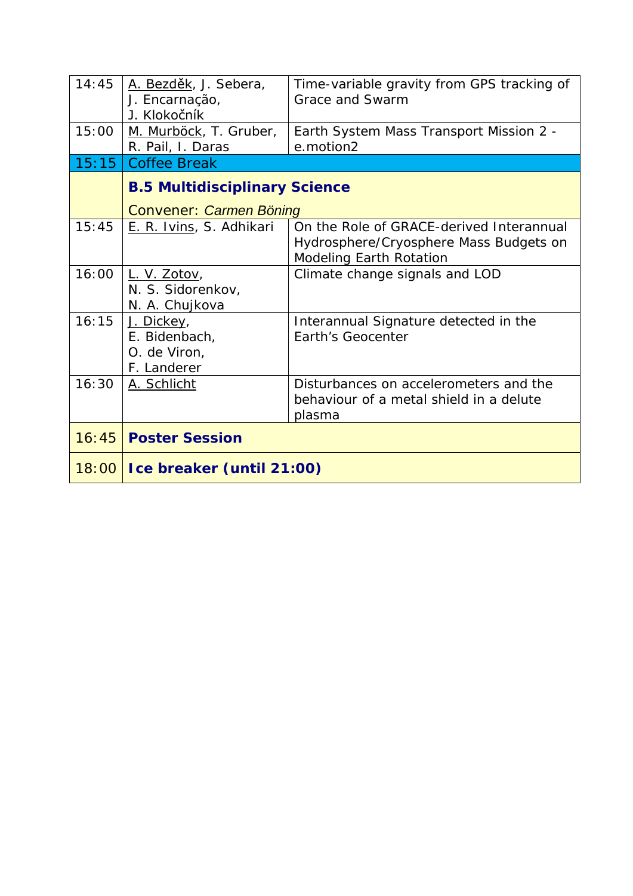| Time | Authors | Title |
|---|---|---|
| 14:45 | A. Bezděk, J. Sebera, J. Encarnação, J. Klokočník | Time-variable gravity from GPS tracking of Grace and Swarm |
| 15:00 | M. Murböck, T. Gruber, R. Pail, I. Daras | Earth System Mass Transport Mission 2 - e.motion2 |
| 15:15 | Coffee Break | |
| | **B.5 Multidisciplinary Science** Convener: *Carmen Böning* | |
| 15:45 | E. R. Ivins, S. Adhikari | On the Role of GRACE-derived Interannual Hydrosphere/Cryosphere Mass Budgets on Modeling Earth Rotation |
| 16:00 | L. V. Zotov, N. S. Sidorenkov, N. A. Chujkova | Climate change signals and LOD |
| 16:15 | J. Dickey, E. Bidenbach, O. de Viron, F. Landerer | Interannual Signature detected in the Earth's Geocenter |
| 16:30 | A. Schlicht | Disturbances on accelerometers and the behaviour of a metal shield in a delute plasma |
| 16:45 | **Poster Session** | |
| 18:00 | **Ice breaker (until 21:00)** | |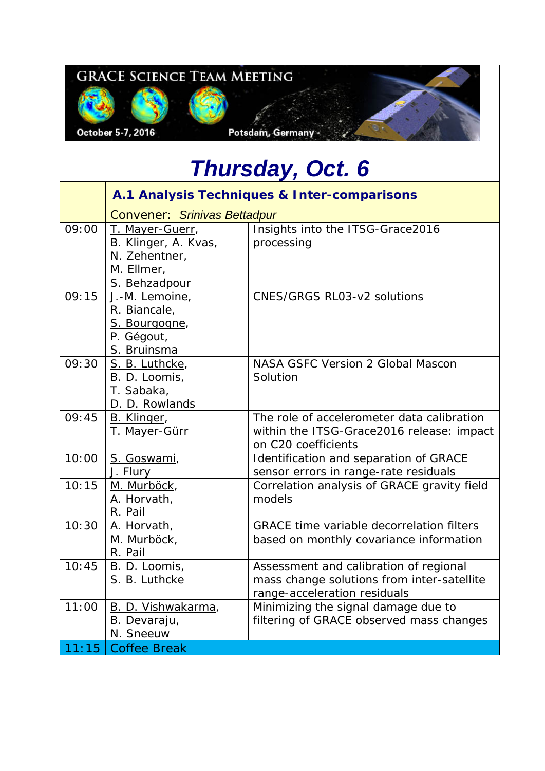GRACE SCIENCE TEAM MEETING

October 5-7, 2016 — Potsdam, Germany

# Thursday, Oct. 6

| | | |
|---|---|---|
| | **A.1 Analysis Techniques & Inter-comparisons** Convener: *Srinivas Bettadpur* | |
| 09:00 | T. Mayer-Guerr, B. Klinger, A. Kvas, N. Zehentner, M. Ellmer, S. Behzadpour | Insights into the ITSG-Grace2016 processing |
| 09:15 | J.-M. Lemoine, R. Biancale, S. Bourgogne, P. Gégout, S. Bruinsma | CNES/GRGS RL03-v2 solutions |
| 09:30 | S. B. Luthcke, B. D. Loomis, T. Sabaka, D. D. Rowlands | NASA GSFC Version 2 Global Mascon Solution |
| 09:45 | B. Klinger, T. Mayer-Gürr | The role of accelerometer data calibration within the ITSG-Grace2016 release: impact on C20 coefficients |
| 10:00 | S. Goswami, J. Flury | Identification and separation of GRACE sensor errors in range-rate residuals |
| 10:15 | M. Murböck, A. Horvath, R. Pail | Correlation analysis of GRACE gravity field models |
| 10:30 | A. Horvath, M. Murböck, R. Pail | GRACE time variable decorrelation filters based on monthly covariance information |
| 10:45 | B. D. Loomis, S. B. Luthcke | Assessment and calibration of regional mass change solutions from inter-satellite range-acceleration residuals |
| 11:00 | B. D. Vishwakarma, B. Devaraju, N. Sneeuw | Minimizing the signal damage due to filtering of GRACE observed mass changes |
| 11:15 | Coffee Break | |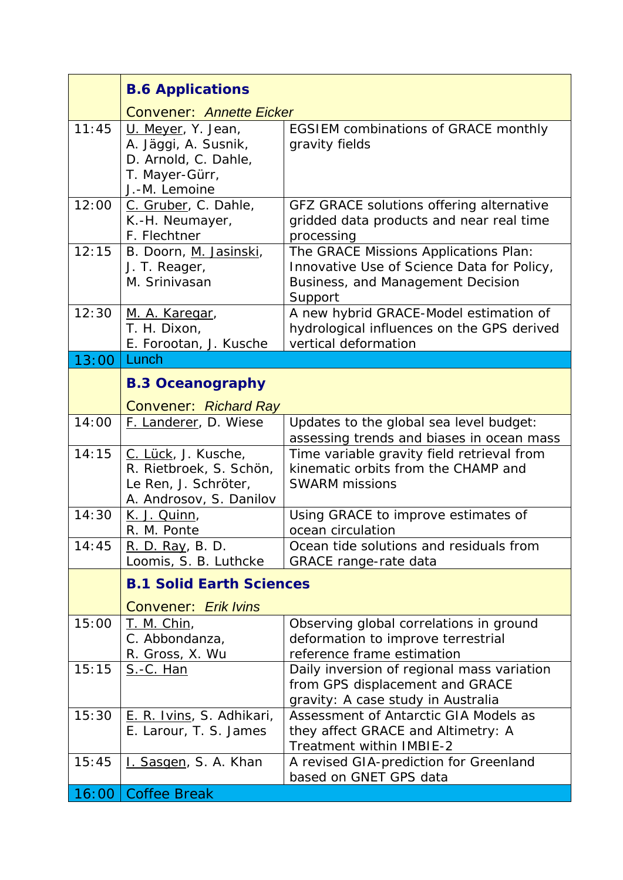| | | |
|---|---|---|
| | **B.6 Applications**<br>Convener: *Annette Eicker* | |
| 11:45 | U. Meyer, Y. Jean, A. Jäggi, A. Susnik, D. Arnold, C. Dahle, T. Mayer-Gürr, J.-M. Lemoine | EGSIEM combinations of GRACE monthly gravity fields |
| 12:00 | C. Gruber, C. Dahle, K.-H. Neumayer, F. Flechtner | GFZ GRACE solutions offering alternative gridded data products and near real time processing |
| 12:15 | B. Doorn, M. Jasinski, J. T. Reager, M. Srinivasan | The GRACE Missions Applications Plan: Innovative Use of Science Data for Policy, Business, and Management Decision Support |
| 12:30 | M. A. Karegar, T. H. Dixon, E. Forootan, J. Kusche | A new hybrid GRACE-Model estimation of hydrological influences on the GPS derived vertical deformation |
| 13:00 | Lunch | |
| | **B.3 Oceanography**<br>Convener: *Richard Ray* | |
| 14:00 | F. Landerer, D. Wiese | Updates to the global sea level budget: assessing trends and biases in ocean mass |
| 14:15 | C. Lück, J. Kusche, R. Rietbroek, S. Schön, Le Ren, J. Schröter, A. Androsov, S. Danilov | Time variable gravity field retrieval from kinematic orbits from the CHAMP and SWARM missions |
| 14:30 | K. J. Quinn, R. M. Ponte | Using GRACE to improve estimates of ocean circulation |
| 14:45 | R. D. Ray, B. D. Loomis, S. B. Luthcke | Ocean tide solutions and residuals from GRACE range-rate data |
| | **B.1 Solid Earth Sciences**<br>Convener: *Erik Ivins* | |
| 15:00 | T. M. Chin, C. Abbondanza, R. Gross, X. Wu | Observing global correlations in ground deformation to improve terrestrial reference frame estimation |
| 15:15 | S.-C. Han | Daily inversion of regional mass variation from GPS displacement and GRACE gravity: A case study in Australia |
| 15:30 | E. R. Ivins, S. Adhikari, E. Larour, T. S. James | Assessment of Antarctic GIA Models as they affect GRACE and Altimetry: A Treatment within IMBIE-2 |
| 15:45 | I. Sasgen, S. A. Khan | A revised GIA-prediction for Greenland based on GNET GPS data |
| 16:00 | Coffee Break | |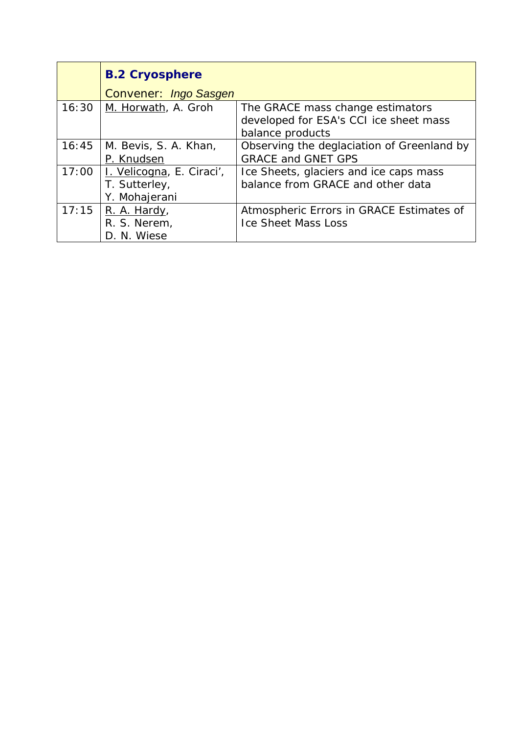| | **B.2 Cryosphere**<br>Convener: *Ingo Sasgen* | |
|---|---|---|
| 16:30 | <u>M. Horwath</u>, A. Groh | The GRACE mass change estimators developed for ESA's CCI ice sheet mass balance products |
| 16:45 | M. Bevis, S. A. Khan, <u>P. Knudsen</u> | Observing the deglaciation of Greenland by GRACE and GNET GPS |
| 17:00 | <u>I. Velicogna</u>, E. Ciraci', T. Sutterley, Y. Mohajerani | Ice Sheets, glaciers and ice caps mass balance from GRACE and other data |
| 17:15 | <u>R. A. Hardy</u>, R. S. Nerem, D. N. Wiese | Atmospheric Errors in GRACE Estimates of Ice Sheet Mass Loss |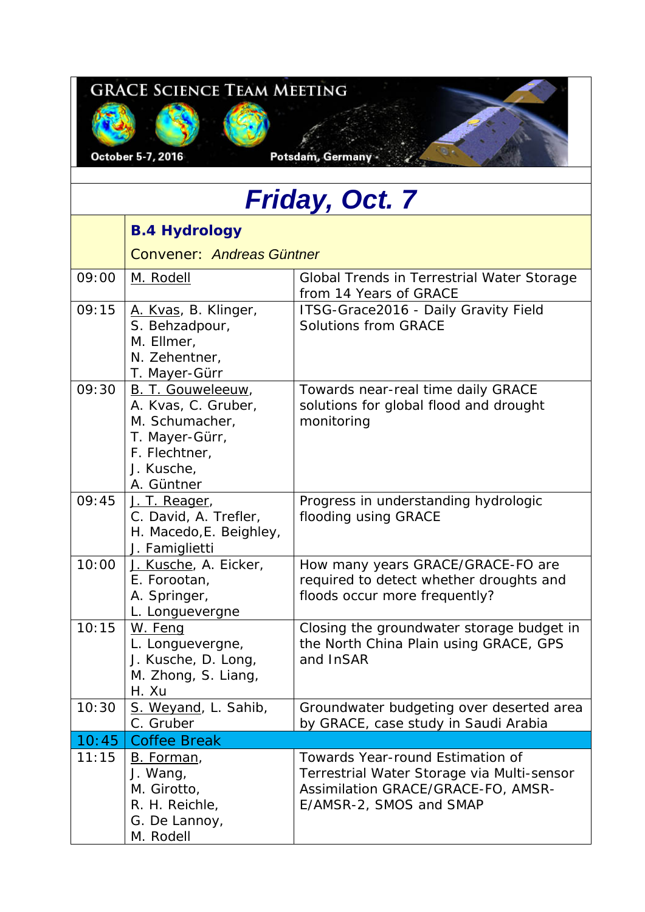GRACE SCIENCE TEAM MEETING

October 5-7, 2016 Potsdam, Germany

# Friday, Oct. 7

| | **B.4 Hydrology** Convener: *Andreas Güntner* | |
|---|---|---|
| 09:00 | M. Rodell | Global Trends in Terrestrial Water Storage from 14 Years of GRACE |
| 09:15 | A. Kvas, B. Klinger, S. Behzadpour, M. Ellmer, N. Zehentner, T. Mayer-Gürr | ITSG-Grace2016 - Daily Gravity Field Solutions from GRACE |
| 09:30 | B. T. Gouweleeuw, A. Kvas, C. Gruber, M. Schumacher, T. Mayer-Gürr, F. Flechtner, J. Kusche, A. Güntner | Towards near-real time daily GRACE solutions for global flood and drought monitoring |
| 09:45 | J. T. Reager, C. David, A. Trefler, H. Macedo,E. Beighley, J. Famiglietti | Progress in understanding hydrologic flooding using GRACE |
| 10:00 | J. Kusche, A. Eicker, E. Forootan, A. Springer, L. Longuevergne | How many years GRACE/GRACE-FO are required to detect whether droughts and floods occur more frequently? |
| 10:15 | W. Feng L. Longuevergne, J. Kusche, D. Long, M. Zhong, S. Liang, H. Xu | Closing the groundwater storage budget in the North China Plain using GRACE, GPS and InSAR |
| 10:30 | S. Weyand, L. Sahib, C. Gruber | Groundwater budgeting over deserted area by GRACE, case study in Saudi Arabia |
| 10:45 | Coffee Break | |
| 11:15 | B. Forman, J. Wang, M. Girotto, R. H. Reichle, G. De Lannoy, M. Rodell | Towards Year-round Estimation of Terrestrial Water Storage via Multi-sensor Assimilation GRACE/GRACE-FO, AMSR-E/AMSR-2, SMOS and SMAP |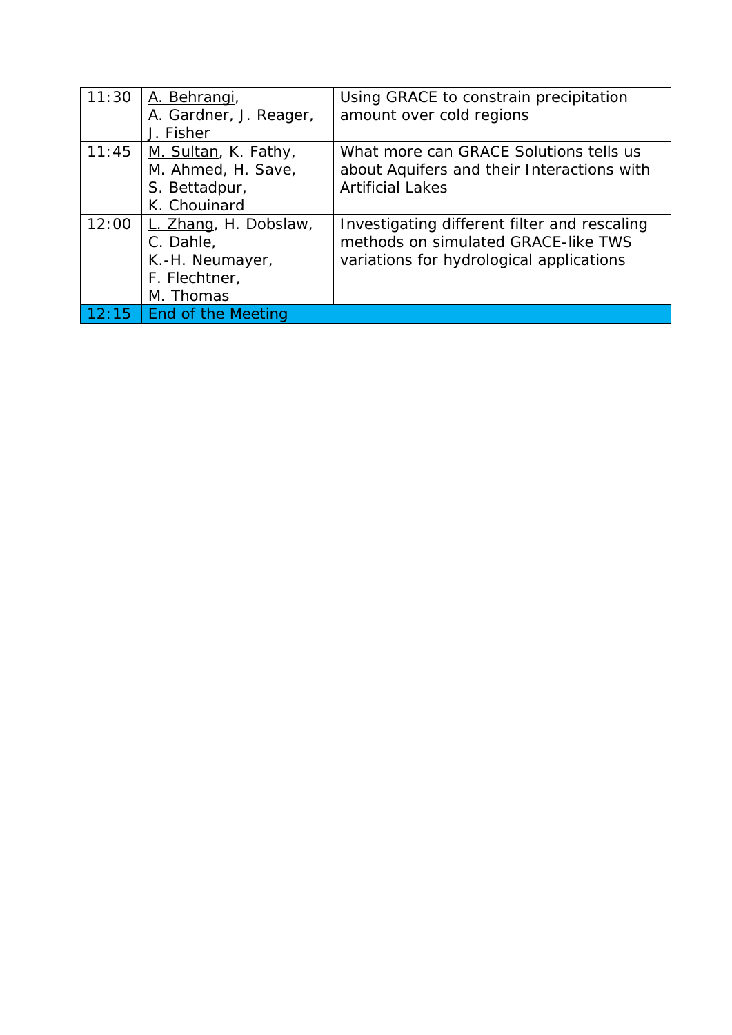| | | |
|---|---|---|
| 11:30 | A. Behrangi, A. Gardner, J. Reager, J. Fisher | Using GRACE to constrain precipitation amount over cold regions |
| 11:45 | M. Sultan, K. Fathy, M. Ahmed, H. Save, S. Bettadpur, K. Chouinard | What more can GRACE Solutions tells us about Aquifers and their Interactions with Artificial Lakes |
| 12:00 | L. Zhang, H. Dobslaw, C. Dahle, K.-H. Neumayer, F. Flechtner, M. Thomas | Investigating different filter and rescaling methods on simulated GRACE-like TWS variations for hydrological applications |
| 12:15 | End of the Meeting | |